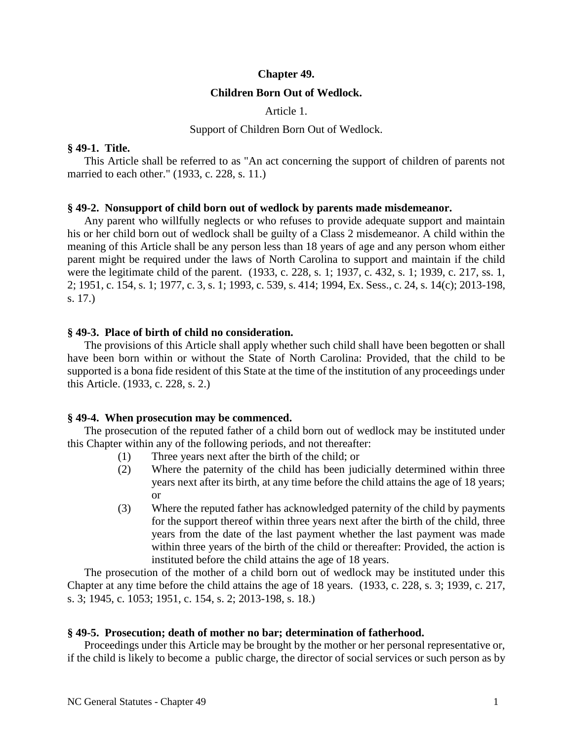# Chapter 49.

# Children Born Out of Wedlock.

## Article 1.

## Support of Children Born Out of Wedlock.

**§ 49-1. Title.**

This Article shall be referred to as "An act concerning the support of children of parents not married to each other." (1933, c. 228, s. 11.)

**§ 49-2. Nonsupport of child born out of wedlock by parents made misdemeanor.**

Any parent who willfully neglects or who refuses to provide adequate support and maintain his or her child born out of wedlock shall be guilty of a Class 2 misdemeanor. A child within the meaning of this Article shall be any person less than 18 years of age and any person whom either parent might be required under the laws of North Carolina to support and maintain if the child were the legitimate child of the parent. (1933, c. 228, s. 1; 1937, c. 432, s. 1; 1939, c. 217, ss. 1, 2; 1951, c. 154, s. 1; 1977, c. 3, s. 1; 1993, c. 539, s. 414; 1994, Ex. Sess., c. 24, s. 14(c); 2013-198, s. 17.)

**§ 49-3. Place of birth of child no consideration.**

The provisions of this Article shall apply whether such child shall have been begotten or shall have been born within or without the State of North Carolina: Provided, that the child to be supported is a bona fide resident of this State at the time of the institution of any proceedings under this Article. (1933, c. 228, s. 2.)

**§ 49-4. When prosecution may be commenced.**

The prosecution of the reputed father of a child born out of wedlock may be instituted under this Chapter within any of the following periods, and not thereafter:

(1) Three years next after the birth of the child; or

(2) Where the paternity of the child has been judicially determined within three years next after its birth, at any time before the child attains the age of 18 years; or

(3) Where the reputed father has acknowledged paternity of the child by payments for the support thereof within three years next after the birth of the child, three years from the date of the last payment whether the last payment was made within three years of the birth of the child or thereafter: Provided, the action is instituted before the child attains the age of 18 years.

The prosecution of the mother of a child born out of wedlock may be instituted under this Chapter at any time before the child attains the age of 18 years. (1933, c. 228, s. 3; 1939, c. 217, s. 3; 1945, c. 1053; 1951, c. 154, s. 2; 2013-198, s. 18.)

**§ 49-5. Prosecution; death of mother no bar; determination of fatherhood.**

Proceedings under this Article may be brought by the mother or her personal representative or, if the child is likely to become a public charge, the director of social services or such person as by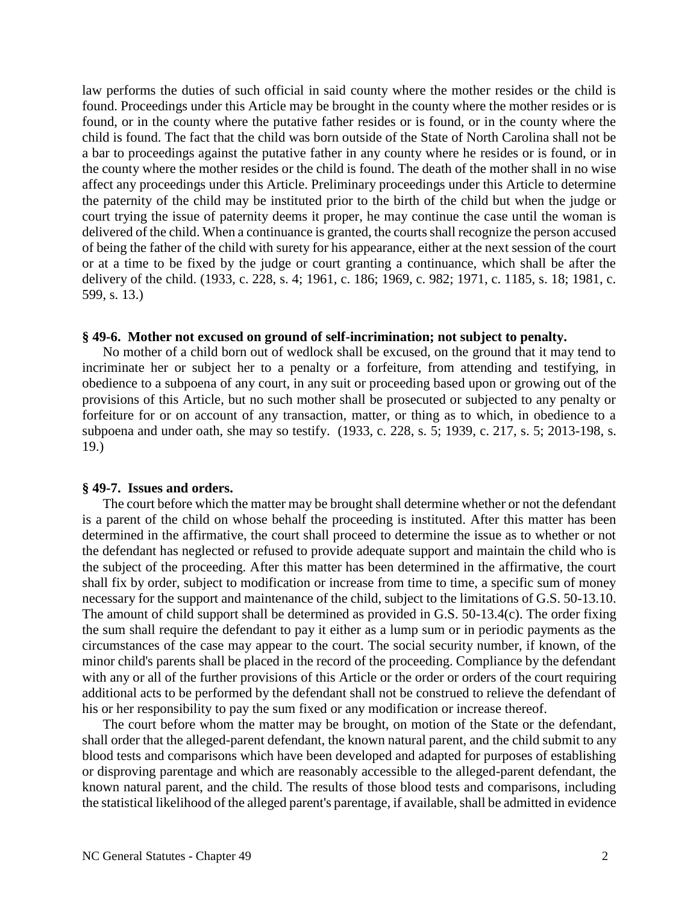law performs the duties of such official in said county where the mother resides or the child is found. Proceedings under this Article may be brought in the county where the mother resides or is found, or in the county where the putative father resides or is found, or in the county where the child is found. The fact that the child was born outside of the State of North Carolina shall not be a bar to proceedings against the putative father in any county where he resides or is found, or in the county where the mother resides or the child is found. The death of the mother shall in no wise affect any proceedings under this Article. Preliminary proceedings under this Article to determine the paternity of the child may be instituted prior to the birth of the child but when the judge or court trying the issue of paternity deems it proper, he may continue the case until the woman is delivered of the child. When a continuance is granted, the courts shall recognize the person accused of being the father of the child with surety for his appearance, either at the next session of the court or at a time to be fixed by the judge or court granting a continuance, which shall be after the delivery of the child. (1933, c. 228, s. 4; 1961, c. 186; 1969, c. 982; 1971, c. 1185, s. 18; 1981, c. 599, s. 13.)

**§ 49-6. Mother not excused on ground of self-incrimination; not subject to penalty.**

No mother of a child born out of wedlock shall be excused, on the ground that it may tend to incriminate her or subject her to a penalty or a forfeiture, from attending and testifying, in obedience to a subpoena of any court, in any suit or proceeding based upon or growing out of the provisions of this Article, but no such mother shall be prosecuted or subjected to any penalty or forfeiture for or on account of any transaction, matter, or thing as to which, in obedience to a subpoena and under oath, she may so testify. (1933, c. 228, s. 5; 1939, c. 217, s. 5; 2013-198, s. 19.)

**§ 49-7. Issues and orders.**

The court before which the matter may be brought shall determine whether or not the defendant is a parent of the child on whose behalf the proceeding is instituted. After this matter has been determined in the affirmative, the court shall proceed to determine the issue as to whether or not the defendant has neglected or refused to provide adequate support and maintain the child who is the subject of the proceeding. After this matter has been determined in the affirmative, the court shall fix by order, subject to modification or increase from time to time, a specific sum of money necessary for the support and maintenance of the child, subject to the limitations of G.S. 50-13.10. The amount of child support shall be determined as provided in G.S. 50-13.4(c). The order fixing the sum shall require the defendant to pay it either as a lump sum or in periodic payments as the circumstances of the case may appear to the court. The social security number, if known, of the minor child's parents shall be placed in the record of the proceeding. Compliance by the defendant with any or all of the further provisions of this Article or the order or orders of the court requiring additional acts to be performed by the defendant shall not be construed to relieve the defendant of his or her responsibility to pay the sum fixed or any modification or increase thereof.

The court before whom the matter may be brought, on motion of the State or the defendant, shall order that the alleged-parent defendant, the known natural parent, and the child submit to any blood tests and comparisons which have been developed and adapted for purposes of establishing or disproving parentage and which are reasonably accessible to the alleged-parent defendant, the known natural parent, and the child. The results of those blood tests and comparisons, including the statistical likelihood of the alleged parent's parentage, if available, shall be admitted in evidence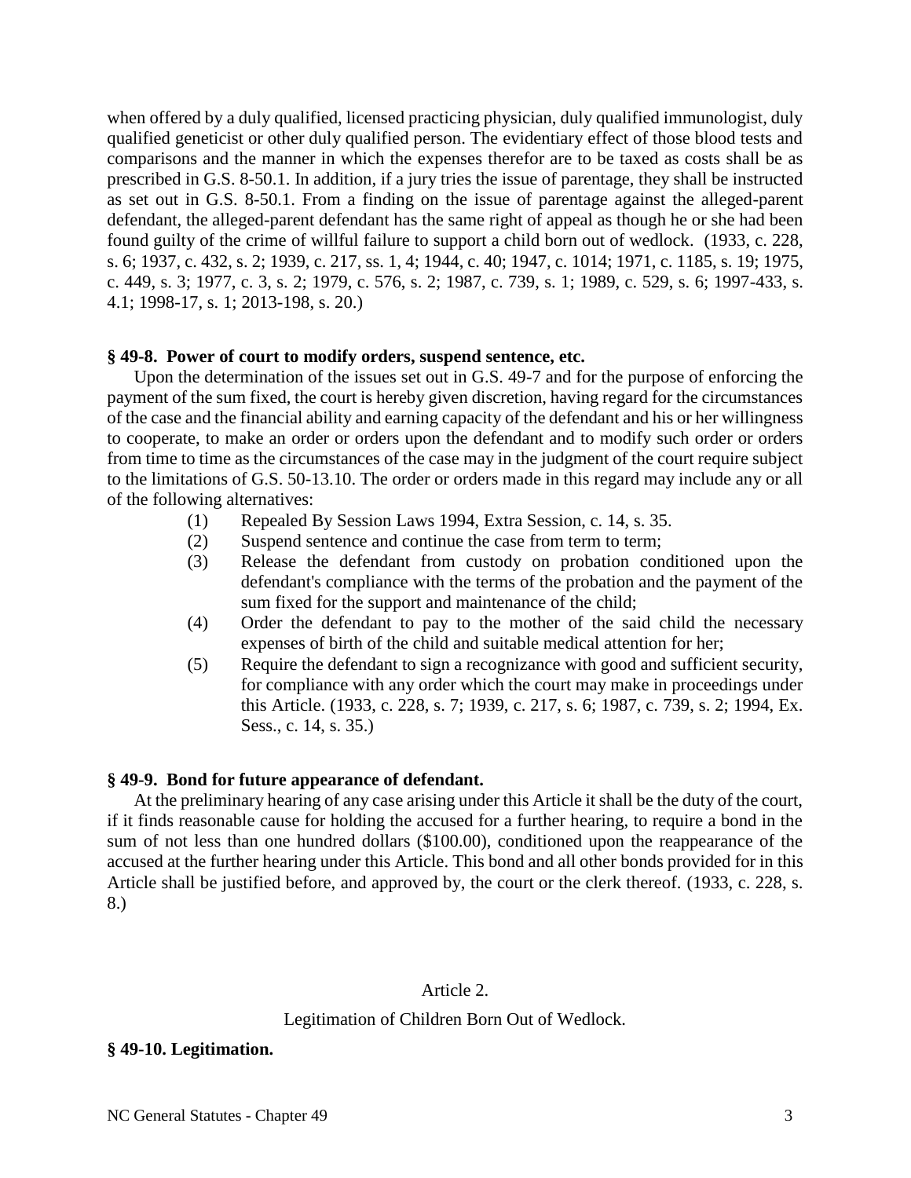when offered by a duly qualified, licensed practicing physician, duly qualified immunologist, duly qualified geneticist or other duly qualified person. The evidentiary effect of those blood tests and comparisons and the manner in which the expenses therefor are to be taxed as costs shall be as prescribed in G.S. 8-50.1. In addition, if a jury tries the issue of parentage, they shall be instructed as set out in G.S. 8-50.1. From a finding on the issue of parentage against the alleged-parent defendant, the alleged-parent defendant has the same right of appeal as though he or she had been found guilty of the crime of willful failure to support a child born out of wedlock. (1933, c. 228, s. 6; 1937, c. 432, s. 2; 1939, c. 217, ss. 1, 4; 1944, c. 40; 1947, c. 1014; 1971, c. 1185, s. 19; 1975, c. 449, s. 3; 1977, c. 3, s. 2; 1979, c. 576, s. 2; 1987, c. 739, s. 1; 1989, c. 529, s. 6; 1997-433, s. 4.1; 1998-17, s. 1; 2013-198, s. 20.)

**§ 49-8. Power of court to modify orders, suspend sentence, etc.**

Upon the determination of the issues set out in G.S. 49-7 and for the purpose of enforcing the payment of the sum fixed, the court is hereby given discretion, having regard for the circumstances of the case and the financial ability and earning capacity of the defendant and his or her willingness to cooperate, to make an order or orders upon the defendant and to modify such order or orders from time to time as the circumstances of the case may in the judgment of the court require subject to the limitations of G.S. 50-13.10. The order or orders made in this regard may include any or all of the following alternatives:

(1) Repealed By Session Laws 1994, Extra Session, c. 14, s. 35.

(2) Suspend sentence and continue the case from term to term;

(3) Release the defendant from custody on probation conditioned upon the defendant's compliance with the terms of the probation and the payment of the sum fixed for the support and maintenance of the child;

(4) Order the defendant to pay to the mother of the said child the necessary expenses of birth of the child and suitable medical attention for her;

(5) Require the defendant to sign a recognizance with good and sufficient security, for compliance with any order which the court may make in proceedings under this Article. (1933, c. 228, s. 7; 1939, c. 217, s. 6; 1987, c. 739, s. 2; 1994, Ex. Sess., c. 14, s. 35.)

**§ 49-9. Bond for future appearance of defendant.**

At the preliminary hearing of any case arising under this Article it shall be the duty of the court, if it finds reasonable cause for holding the accused for a further hearing, to require a bond in the sum of not less than one hundred dollars ($100.00), conditioned upon the reappearance of the accused at the further hearing under this Article. This bond and all other bonds provided for in this Article shall be justified before, and approved by, the court or the clerk thereof. (1933, c. 228, s. 8.)

## Article 2.

## Legitimation of Children Born Out of Wedlock.

**§ 49-10. Legitimation.**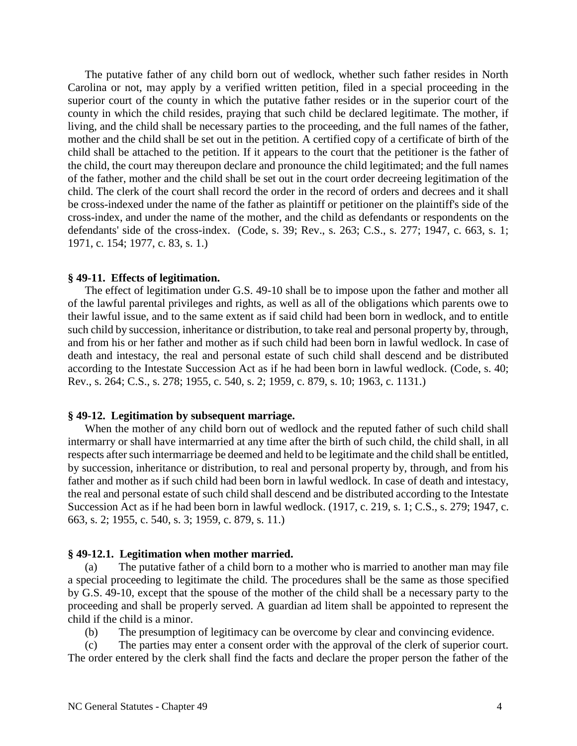The putative father of any child born out of wedlock, whether such father resides in North Carolina or not, may apply by a verified written petition, filed in a special proceeding in the superior court of the county in which the putative father resides or in the superior court of the county in which the child resides, praying that such child be declared legitimate. The mother, if living, and the child shall be necessary parties to the proceeding, and the full names of the father, mother and the child shall be set out in the petition. A certified copy of a certificate of birth of the child shall be attached to the petition. If it appears to the court that the petitioner is the father of the child, the court may thereupon declare and pronounce the child legitimated; and the full names of the father, mother and the child shall be set out in the court order decreeing legitimation of the child. The clerk of the court shall record the order in the record of orders and decrees and it shall be cross-indexed under the name of the father as plaintiff or petitioner on the plaintiff's side of the cross-index, and under the name of the mother, and the child as defendants or respondents on the defendants' side of the cross-index. (Code, s. 39; Rev., s. 263; C.S., s. 277; 1947, c. 663, s. 1; 1971, c. 154; 1977, c. 83, s. 1.)

### § 49-11. Effects of legitimation.

The effect of legitimation under G.S. 49-10 shall be to impose upon the father and mother all of the lawful parental privileges and rights, as well as all of the obligations which parents owe to their lawful issue, and to the same extent as if said child had been born in wedlock, and to entitle such child by succession, inheritance or distribution, to take real and personal property by, through, and from his or her father and mother as if such child had been born in lawful wedlock. In case of death and intestacy, the real and personal estate of such child shall descend and be distributed according to the Intestate Succession Act as if he had been born in lawful wedlock. (Code, s. 40; Rev., s. 264; C.S., s. 278; 1955, c. 540, s. 2; 1959, c. 879, s. 10; 1963, c. 1131.)

### § 49-12. Legitimation by subsequent marriage.

When the mother of any child born out of wedlock and the reputed father of such child shall intermarry or shall have intermarried at any time after the birth of such child, the child shall, in all respects after such intermarriage be deemed and held to be legitimate and the child shall be entitled, by succession, inheritance or distribution, to real and personal property by, through, and from his father and mother as if such child had been born in lawful wedlock. In case of death and intestacy, the real and personal estate of such child shall descend and be distributed according to the Intestate Succession Act as if he had been born in lawful wedlock. (1917, c. 219, s. 1; C.S., s. 279; 1947, c. 663, s. 2; 1955, c. 540, s. 3; 1959, c. 879, s. 11.)

### § 49-12.1. Legitimation when mother married.

(a) The putative father of a child born to a mother who is married to another man may file a special proceeding to legitimate the child. The procedures shall be the same as those specified by G.S. 49-10, except that the spouse of the mother of the child shall be a necessary party to the proceeding and shall be properly served. A guardian ad litem shall be appointed to represent the child if the child is a minor.

(b) The presumption of legitimacy can be overcome by clear and convincing evidence.

(c) The parties may enter a consent order with the approval of the clerk of superior court. The order entered by the clerk shall find the facts and declare the proper person the father of the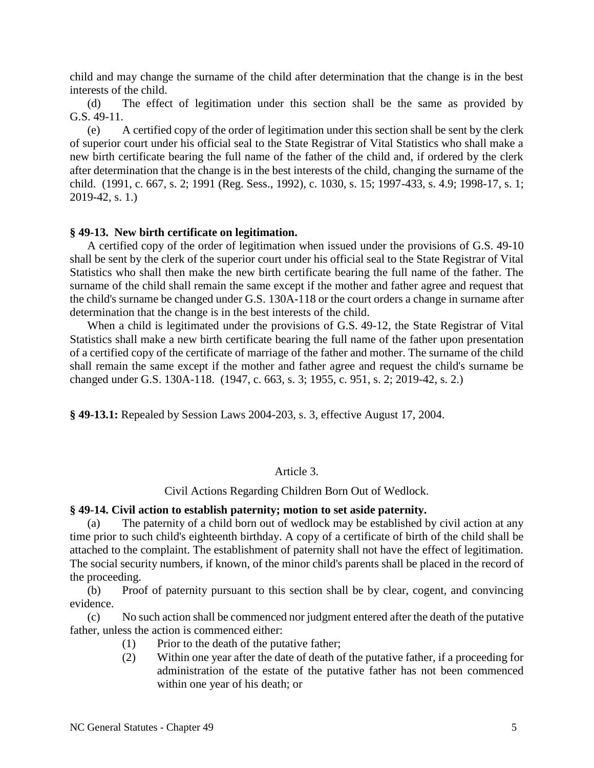child and may change the surname of the child after determination that the change is in the best interests of the child.

(d) The effect of legitimation under this section shall be the same as provided by G.S. 49-11.

(e) A certified copy of the order of legitimation under this section shall be sent by the clerk of superior court under his official seal to the State Registrar of Vital Statistics who shall make a new birth certificate bearing the full name of the father of the child and, if ordered by the clerk after determination that the change is in the best interests of the child, changing the surname of the child. (1991, c. 667, s. 2; 1991 (Reg. Sess., 1992), c. 1030, s. 15; 1997-433, s. 4.9; 1998-17, s. 1; 2019-42, s. 1.)

**§ 49-13. New birth certificate on legitimation.**

A certified copy of the order of legitimation when issued under the provisions of G.S. 49-10 shall be sent by the clerk of the superior court under his official seal to the State Registrar of Vital Statistics who shall then make the new birth certificate bearing the full name of the father. The surname of the child shall remain the same except if the mother and father agree and request that the child's surname be changed under G.S. 130A-118 or the court orders a change in surname after determination that the change is in the best interests of the child.

When a child is legitimated under the provisions of G.S. 49-12, the State Registrar of Vital Statistics shall make a new birth certificate bearing the full name of the father upon presentation of a certified copy of the certificate of marriage of the father and mother. The surname of the child shall remain the same except if the mother and father agree and request the child's surname be changed under G.S. 130A-118. (1947, c. 663, s. 3; 1955, c. 951, s. 2; 2019-42, s. 2.)

**§ 49-13.1:** Repealed by Session Laws 2004-203, s. 3, effective August 17, 2004.

Article 3.

Civil Actions Regarding Children Born Out of Wedlock.

**§ 49-14. Civil action to establish paternity; motion to set aside paternity.**

(a) The paternity of a child born out of wedlock may be established by civil action at any time prior to such child's eighteenth birthday. A copy of a certificate of birth of the child shall be attached to the complaint. The establishment of paternity shall not have the effect of legitimation. The social security numbers, if known, of the minor child's parents shall be placed in the record of the proceeding.

(b) Proof of paternity pursuant to this section shall be by clear, cogent, and convincing evidence.

(c) No such action shall be commenced nor judgment entered after the death of the putative father, unless the action is commenced either:

(1) Prior to the death of the putative father;

(2) Within one year after the date of death of the putative father, if a proceeding for administration of the estate of the putative father has not been commenced within one year of his death; or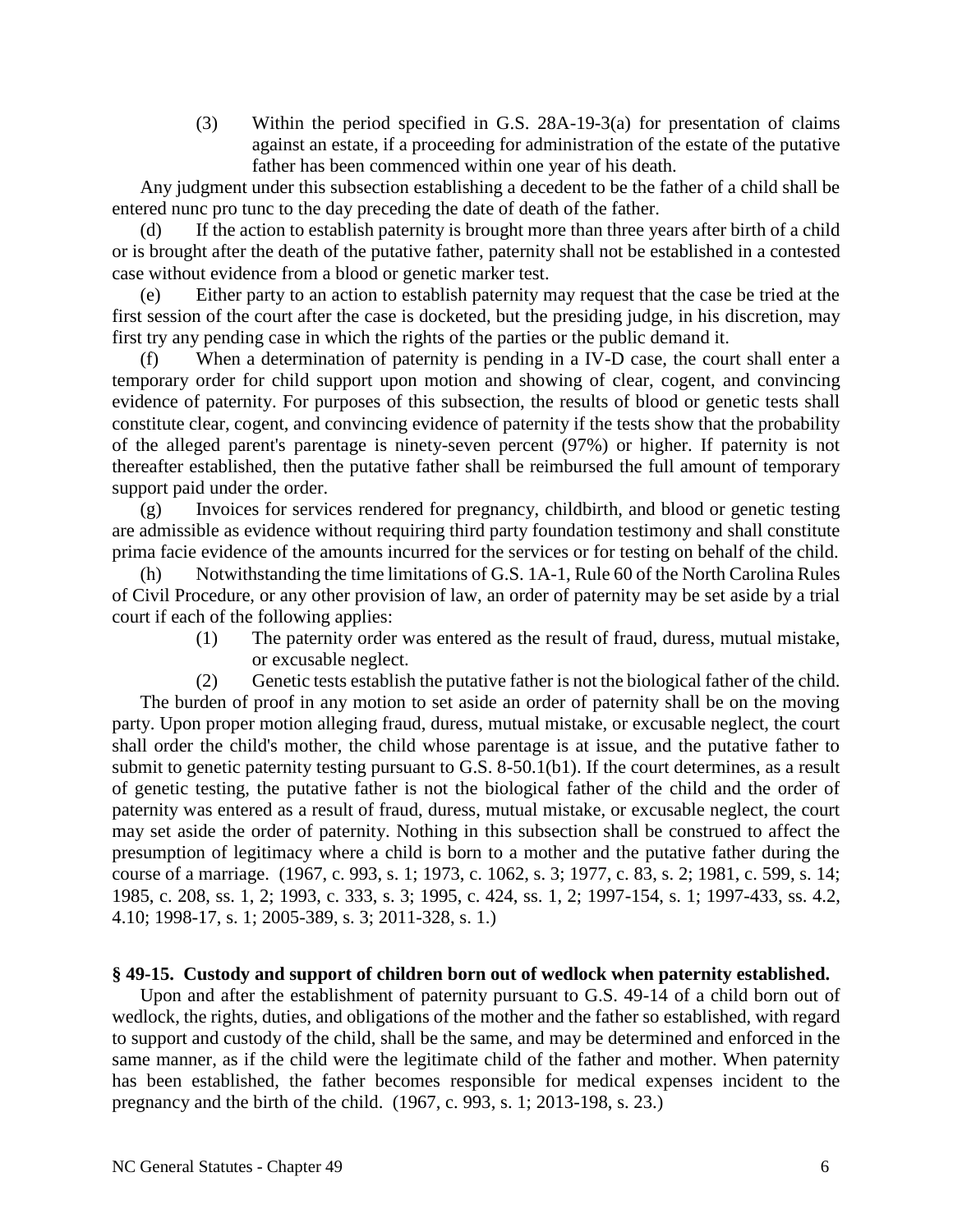(3) Within the period specified in G.S. 28A-19-3(a) for presentation of claims against an estate, if a proceeding for administration of the estate of the putative father has been commenced within one year of his death.

Any judgment under this subsection establishing a decedent to be the father of a child shall be entered nunc pro tunc to the day preceding the date of death of the father.

(d) If the action to establish paternity is brought more than three years after birth of a child or is brought after the death of the putative father, paternity shall not be established in a contested case without evidence from a blood or genetic marker test.

(e) Either party to an action to establish paternity may request that the case be tried at the first session of the court after the case is docketed, but the presiding judge, in his discretion, may first try any pending case in which the rights of the parties or the public demand it.

(f) When a determination of paternity is pending in a IV-D case, the court shall enter a temporary order for child support upon motion and showing of clear, cogent, and convincing evidence of paternity. For purposes of this subsection, the results of blood or genetic tests shall constitute clear, cogent, and convincing evidence of paternity if the tests show that the probability of the alleged parent's parentage is ninety-seven percent (97%) or higher. If paternity is not thereafter established, then the putative father shall be reimbursed the full amount of temporary support paid under the order.

(g) Invoices for services rendered for pregnancy, childbirth, and blood or genetic testing are admissible as evidence without requiring third party foundation testimony and shall constitute prima facie evidence of the amounts incurred for the services or for testing on behalf of the child.

(h) Notwithstanding the time limitations of G.S. 1A-1, Rule 60 of the North Carolina Rules of Civil Procedure, or any other provision of law, an order of paternity may be set aside by a trial court if each of the following applies:

(1) The paternity order was entered as the result of fraud, duress, mutual mistake, or excusable neglect.

(2) Genetic tests establish the putative father is not the biological father of the child.

The burden of proof in any motion to set aside an order of paternity shall be on the moving party. Upon proper motion alleging fraud, duress, mutual mistake, or excusable neglect, the court shall order the child's mother, the child whose parentage is at issue, and the putative father to submit to genetic paternity testing pursuant to G.S. 8-50.1(b1). If the court determines, as a result of genetic testing, the putative father is not the biological father of the child and the order of paternity was entered as a result of fraud, duress, mutual mistake, or excusable neglect, the court may set aside the order of paternity. Nothing in this subsection shall be construed to affect the presumption of legitimacy where a child is born to a mother and the putative father during the course of a marriage. (1967, c. 993, s. 1; 1973, c. 1062, s. 3; 1977, c. 83, s. 2; 1981, c. 599, s. 14; 1985, c. 208, ss. 1, 2; 1993, c. 333, s. 3; 1995, c. 424, ss. 1, 2; 1997-154, s. 1; 1997-433, ss. 4.2, 4.10; 1998-17, s. 1; 2005-389, s. 3; 2011-328, s. 1.)

**§ 49-15. Custody and support of children born out of wedlock when paternity established.**

Upon and after the establishment of paternity pursuant to G.S. 49-14 of a child born out of wedlock, the rights, duties, and obligations of the mother and the father so established, with regard to support and custody of the child, shall be the same, and may be determined and enforced in the same manner, as if the child were the legitimate child of the father and mother. When paternity has been established, the father becomes responsible for medical expenses incident to the pregnancy and the birth of the child. (1967, c. 993, s. 1; 2013-198, s. 23.)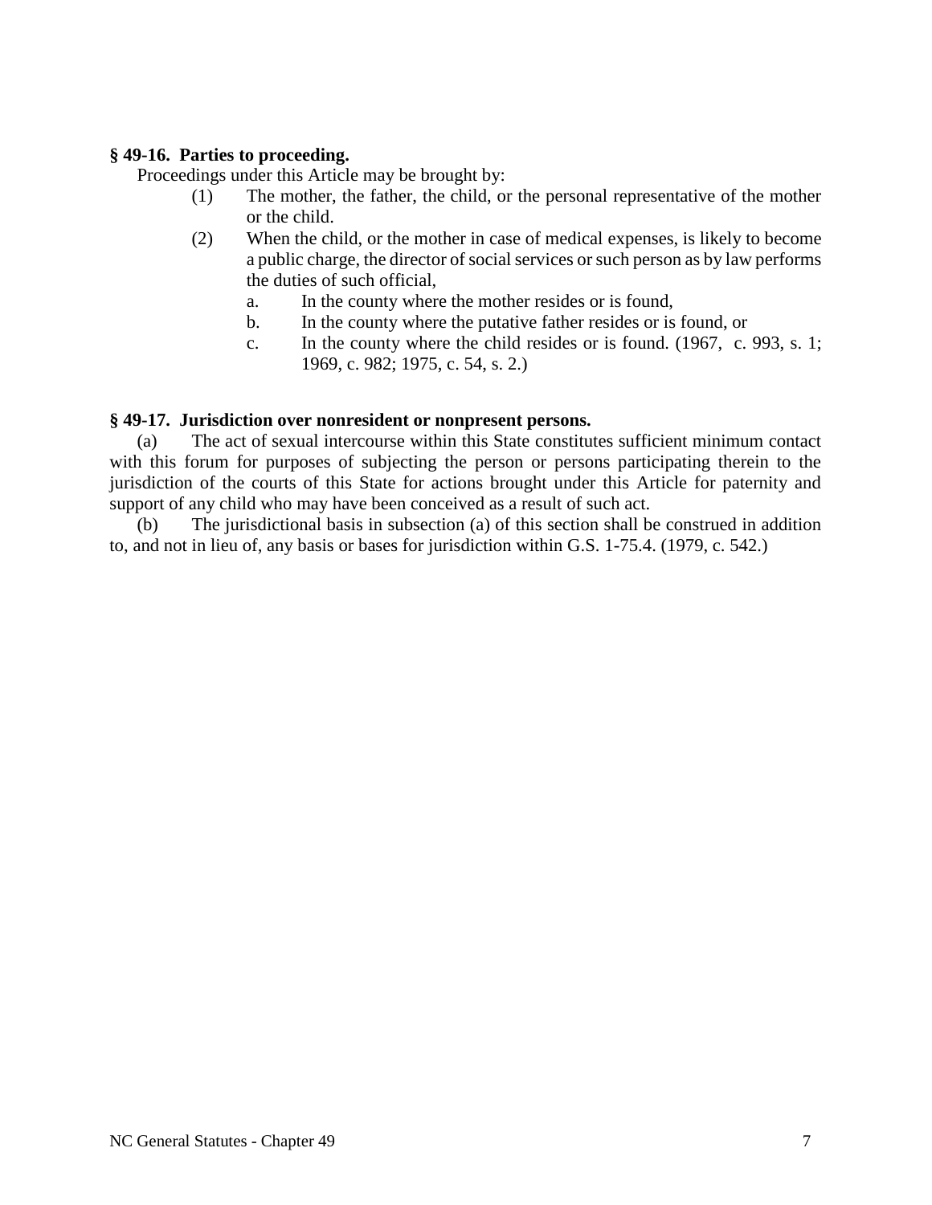**§ 49-16. Parties to proceeding.**

Proceedings under this Article may be brought by:

(1) The mother, the father, the child, or the personal representative of the mother or the child.

(2) When the child, or the mother in case of medical expenses, is likely to become a public charge, the director of social services or such person as by law performs the duties of such official,

a. In the county where the mother resides or is found,

b. In the county where the putative father resides or is found, or

c. In the county where the child resides or is found. (1967, c. 993, s. 1; 1969, c. 982; 1975, c. 54, s. 2.)

**§ 49-17. Jurisdiction over nonresident or nonpresent persons.**

(a) The act of sexual intercourse within this State constitutes sufficient minimum contact with this forum for purposes of subjecting the person or persons participating therein to the jurisdiction of the courts of this State for actions brought under this Article for paternity and support of any child who may have been conceived as a result of such act.

(b) The jurisdictional basis in subsection (a) of this section shall be construed in addition to, and not in lieu of, any basis or bases for jurisdiction within G.S. 1-75.4. (1979, c. 542.)